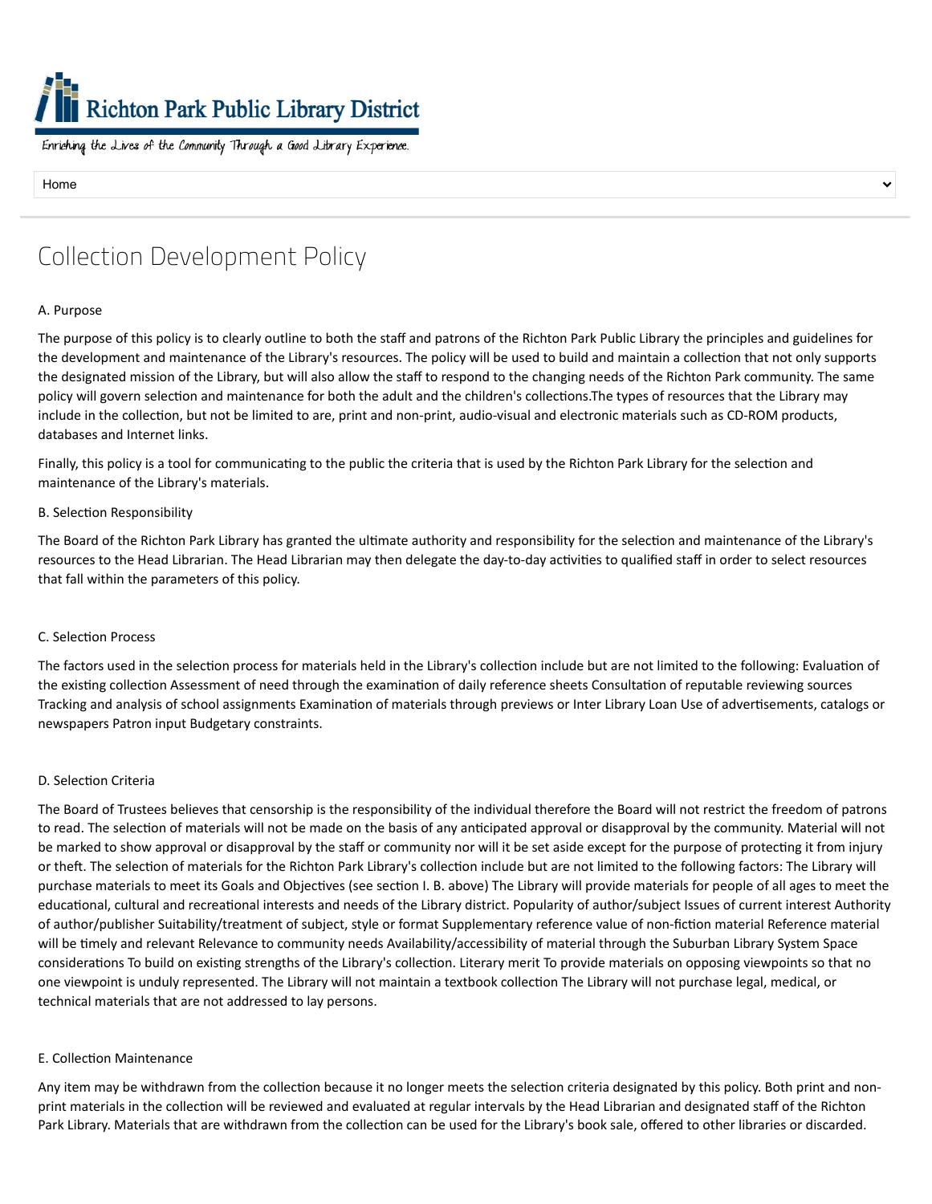Richton Park Public Library District

Enriching the Lives of the Community Through a Good Library Experience.

Home

# Collection Development Policy

A. Purpose

The purpose of this policy is to clearly outline to both the staff and patrons of the Richton Park Public Library the principles and guidelines for the development and maintenance of the Library's resources. The policy will be used to build and maintain a collection that not only supports the designated mission of the Library, but will also allow the staff to respond to the changing needs of the Richton Park community. The same policy will govern selection and maintenance for both the adult and the children's collections.The types of resources that the Library may include in the collection, but not be limited to are, print and non-print, audio-visual and electronic materials such as CD-ROM products, databases and Internet links.

Finally, this policy is a tool for communicating to the public the criteria that is used by the Richton Park Library for the selection and maintenance of the Library's materials.

B. Selection Responsibility

The Board of the Richton Park Library has granted the ultimate authority and responsibility for the selection and maintenance of the Library's resources to the Head Librarian. The Head Librarian may then delegate the day-to-day activities to qualified staff in order to select resources that fall within the parameters of this policy.

C. Selection Process

The factors used in the selection process for materials held in the Library's collection include but are not limited to the following: Evaluation of the existing collection Assessment of need through the examination of daily reference sheets Consultation of reputable reviewing sources Tracking and analysis of school assignments Examination of materials through previews or Inter Library Loan Use of advertisements, catalogs or newspapers Patron input Budgetary constraints.

D. Selection Criteria

The Board of Trustees believes that censorship is the responsibility of the individual therefore the Board will not restrict the freedom of patrons to read. The selection of materials will not be made on the basis of any anticipated approval or disapproval by the community. Material will not be marked to show approval or disapproval by the staff or community nor will it be set aside except for the purpose of protecting it from injury or theft. The selection of materials for the Richton Park Library's collection include but are not limited to the following factors: The Library will purchase materials to meet its Goals and Objectives (see section I. B. above) The Library will provide materials for people of all ages to meet the educational, cultural and recreational interests and needs of the Library district. Popularity of author/subject Issues of current interest Authority of author/publisher Suitability/treatment of subject, style or format Supplementary reference value of non-fiction material Reference material will be timely and relevant Relevance to community needs Availability/accessibility of material through the Suburban Library System Space considerations To build on existing strengths of the Library's collection. Literary merit To provide materials on opposing viewpoints so that no one viewpoint is unduly represented. The Library will not maintain a textbook collection The Library will not purchase legal, medical, or technical materials that are not addressed to lay persons.

E. Collection Maintenance

Any item may be withdrawn from the collection because it no longer meets the selection criteria designated by this policy. Both print and non-print materials in the collection will be reviewed and evaluated at regular intervals by the Head Librarian and designated staff of the Richton Park Library. Materials that are withdrawn from the collection can be used for the Library's book sale, offered to other libraries or discarded.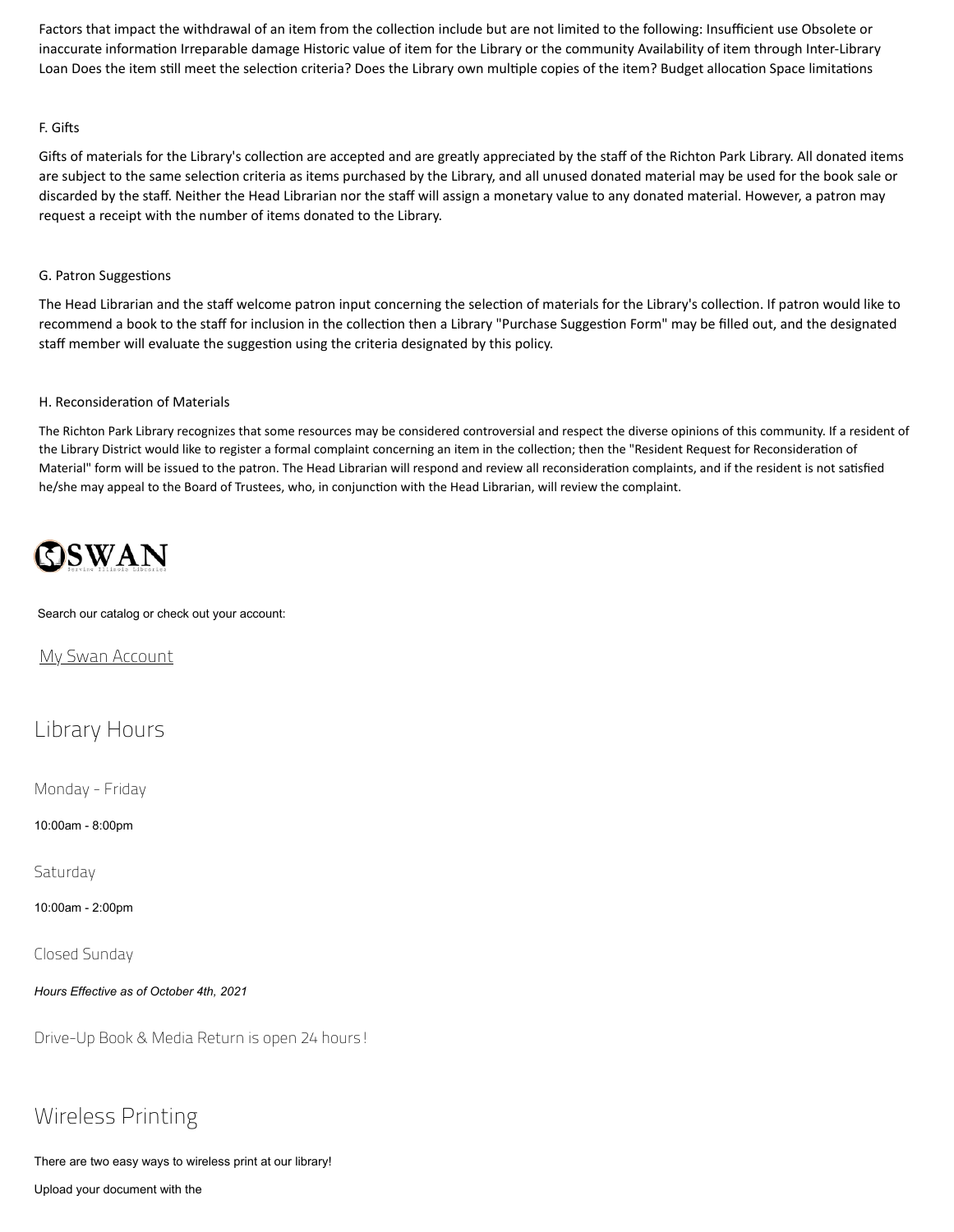Factors that impact the withdrawal of an item from the collection include but are not limited to the following: Insufficient use Obsolete or inaccurate information Irreparable damage Historic value of item for the Library or the community Availability of item through Inter-Library Loan Does the item still meet the selection criteria? Does the Library own multiple copies of the item? Budget allocation Space limitations

F. Gifts

Gifts of materials for the Library's collection are accepted and are greatly appreciated by the staff of the Richton Park Library. All donated items are subject to the same selection criteria as items purchased by the Library, and all unused donated material may be used for the book sale or discarded by the staff. Neither the Head Librarian nor the staff will assign a monetary value to any donated material. However, a patron may request a receipt with the number of items donated to the Library.

G. Patron Suggestions

The Head Librarian and the staff welcome patron input concerning the selection of materials for the Library's collection. If patron would like to recommend a book to the staff for inclusion in the collection then a Library "Purchase Suggestion Form" may be filled out, and the designated staff member will evaluate the suggestion using the criteria designated by this policy.

H. Reconsideration of Materials

The Richton Park Library recognizes that some resources may be considered controversial and respect the diverse opinions of this community. If a resident of the Library District would like to register a formal complaint concerning an item in the collection; then the "Resident Request for Reconsideration of Material" form will be issued to the patron. The Head Librarian will respond and review all reconsideration complaints, and if the resident is not satisfied he/she may appeal to the Board of Trustees, who, in conjunction with the Head Librarian, will review the complaint.

SWAN
Serving Illinois Libraries

Search our catalog or check out your account:

My Swan Account

## Library Hours

Monday - Friday

10:00am - 8:00pm

Saturday

10:00am - 2:00pm

Closed Sunday

*Hours Effective as of October 4th, 2021*

Drive-Up Book & Media Return is open 24 hours!

## Wireless Printing

There are two easy ways to wireless print at our library!

Upload your document with the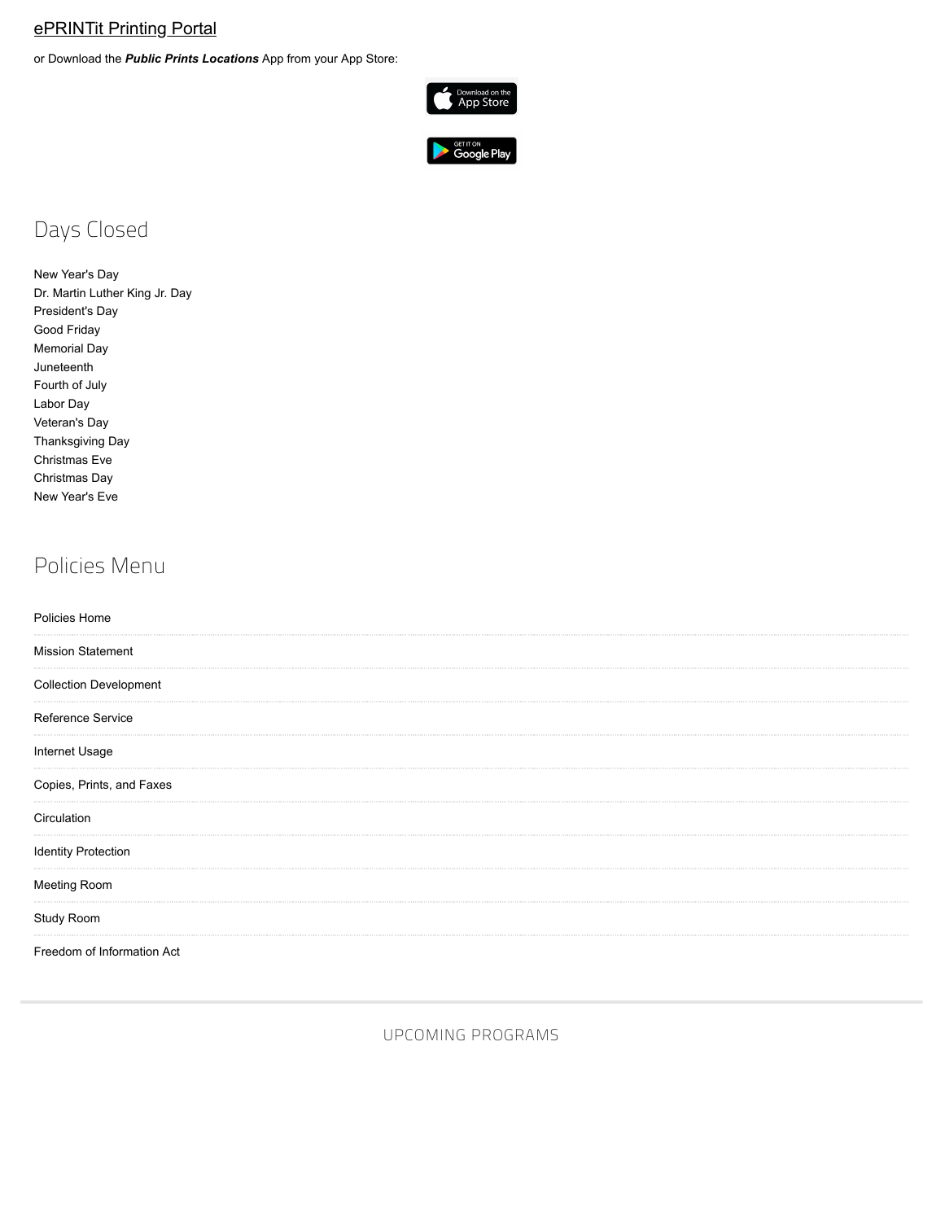ePRINTit Printing Portal

or Download the ***Public Prints Locations*** App from your App Store:

## Days Closed

New Year's Day
Dr. Martin Luther King Jr. Day
President's Day
Good Friday
Memorial Day
Juneteenth
Fourth of July
Labor Day
Veteran's Day
Thanksgiving Day
Christmas Eve
Christmas Day
New Year's Eve

## Policies Menu

- Policies Home
- Mission Statement
- Collection Development
- Reference Service
- Internet Usage
- Copies, Prints, and Faxes
- Circulation
- Identity Protection
- Meeting Room
- Study Room
- Freedom of Information Act

UPCOMING PROGRAMS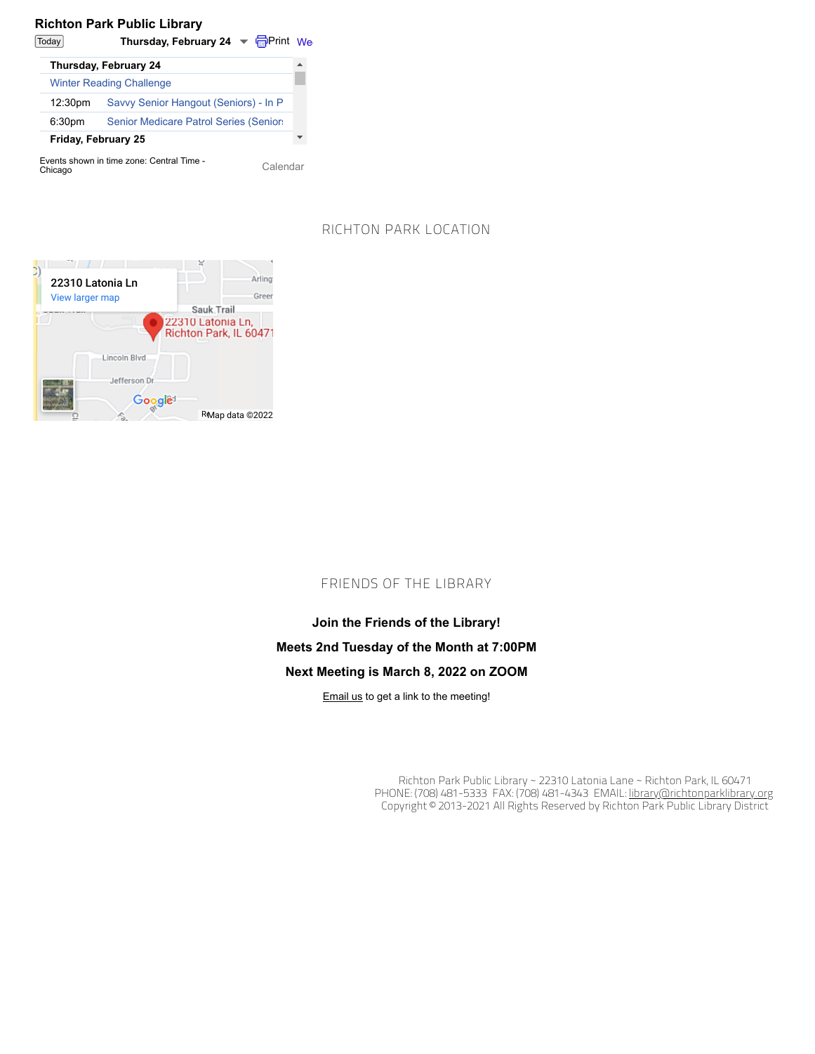Richton Park Public Library

Today | Thursday, February 24 | Print | We

**Thursday, February 24**

Winter Reading Challenge

12:30pm Savvy Senior Hangout (Seniors) - In P

6:30pm Senior Medicare Patrol Series (Senior

**Friday, February 25**

Events shown in time zone: Central Time - Chicago

Calendar

## RICHTON PARK LOCATION

22310 Latonia Ln

View larger map

22310 Latonia Ln, Richton Park, IL 60471

Map data ©2022

## FRIENDS OF THE LIBRARY

**Join the Friends of the Library!**

**Meets 2nd Tuesday of the Month at 7:00PM**

**Next Meeting is March 8, 2022 on ZOOM**

Email us to get a link to the meeting!

Richton Park Public Library ~ 22310 Latonia Lane ~ Richton Park, IL 60471
PHONE: (708) 481-5333 FAX: (708) 481-4343 EMAIL: library@richtonparklibrary.org
Copyright © 2013-2021 All Rights Reserved by Richton Park Public Library District